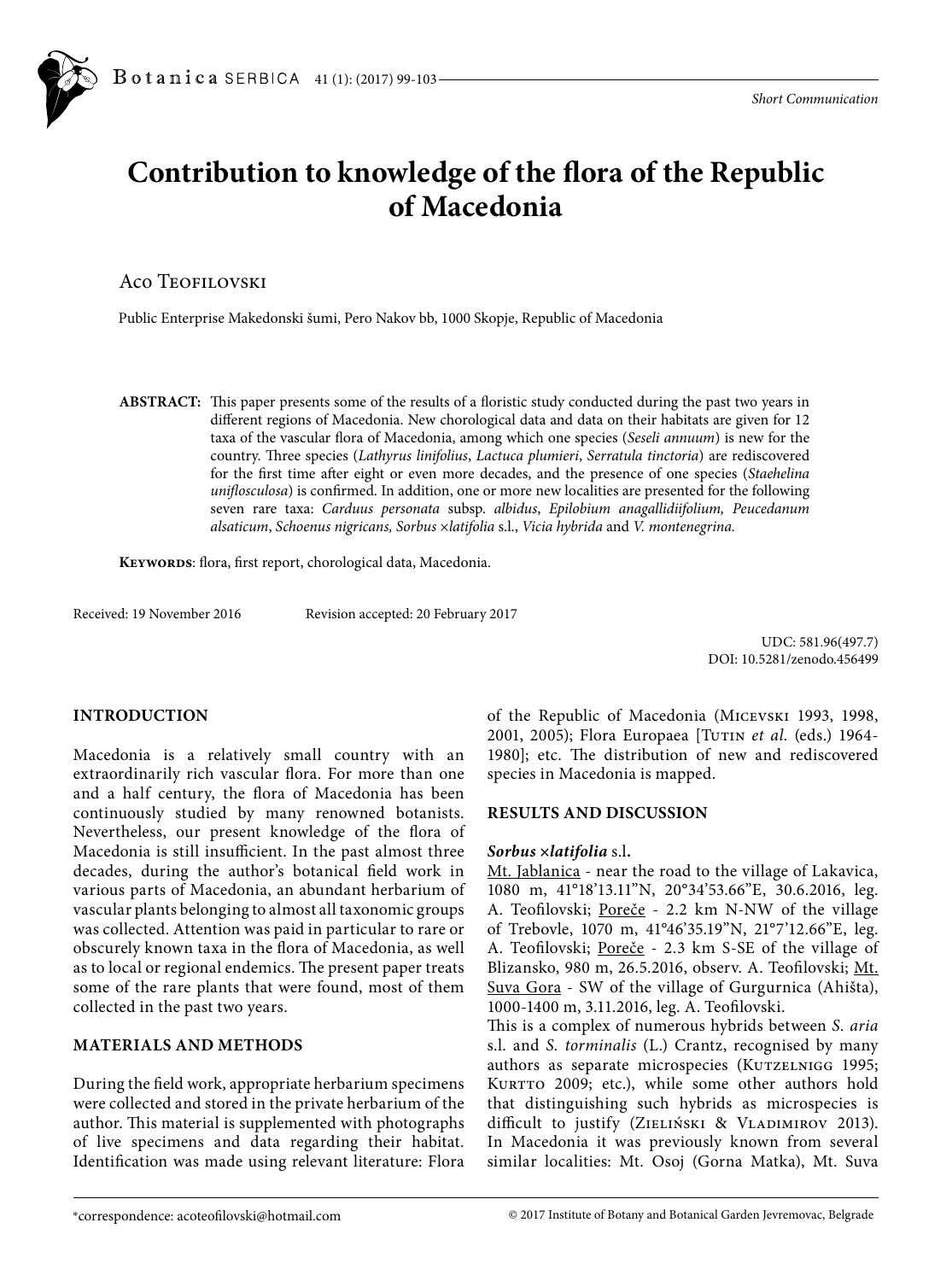*Short Communication*

# Contribution to knowledge of the flora of the Republic of Macedonia

Aco Teofilovski

Public Enterprise Makedonski šumi, Pero Nakov bb, 1000 Skopje, Republic of Macedonia

**ABSTRACT:** This paper presents some of the results of a floristic study conducted during the past two years in different regions of Macedonia. New chorological data and data on their habitats are given for 12 taxa of the vascular flora of Macedonia, among which one species (*Seseli annuum*) is new for the country. Three species (*Lathyrus linifolius*, *Lactuca plumieri*, *Serratula tinctoria*) are rediscovered for the first time after eight or even more decades, and the presence of one species (*Staehelina uniflosculosa*) is confirmed. In addition, one or more new localities are presented for the following seven rare taxa: *Carduus personata* subsp. *albidus*, *Epilobium anagallidiifolium, Peucedanum alsaticum*, *Schoenus nigricans, Sorbus ×latifolia* s.l., *Vicia hybrida* and *V. montenegrina.*

**Keywords**: flora, first report, chorological data, Macedonia.

Received: 19 November 2016 Revision accepted: 20 February 2017

UDC: 581.96(497.7)
DOI: 10.5281/zenodo.456499

## INTRODUCTION

Macedonia is a relatively small country with an extraordinarily rich vascular flora. For more than one and a half century, the flora of Macedonia has been continuously studied by many renowned botanists. Nevertheless, our present knowledge of the flora of Macedonia is still insufficient. In the past almost three decades, during the author's botanical field work in various parts of Macedonia, an abundant herbarium of vascular plants belonging to almost all taxonomic groups was collected. Attention was paid in particular to rare or obscurely known taxa in the flora of Macedonia, as well as to local or regional endemics. The present paper treats some of the rare plants that were found, most of them collected in the past two years.

## MATERIALS AND METHODS

During the field work, appropriate herbarium specimens were collected and stored in the private herbarium of the author. This material is supplemented with photographs of live specimens and data regarding their habitat. Identification was made using relevant literature: Flora of the Republic of Macedonia (Micevski 1993, 1998, 2001, 2005); Flora Europaea [Tutin *et al.* (eds.) 1964-1980]; etc. The distribution of new and rediscovered species in Macedonia is mapped.

## RESULTS AND DISCUSSION

### *Sorbus ×latifolia* s.l.

Mt. Jablanica - near the road to the village of Lakavica, 1080 m, 41°18'13.11"N, 20°34'53.66"E, 30.6.2016, leg. A. Teofilovski; Poreče - 2.2 km N-NW of the village of Trebovle, 1070 m, 41°46'35.19"N, 21°7'12.66"E, leg. A. Teofilovski; Poreče - 2.3 km S-SE of the village of Blizansko, 980 m, 26.5.2016, observ. A. Teofilovski; Mt. Suva Gora - SW of the village of Gurgurnica (Ahišta), 1000-1400 m, 3.11.2016, leg. A. Teofilovski.

This is a complex of numerous hybrids between *S. aria* s.l. and *S. torminalis* (L.) Crantz, recognised by many authors as separate microspecies (Kutzelnigg 1995; Kurtto 2009; etc.), while some other authors hold that distinguishing such hybrids as microspecies is difficult to justify (Zieliński & Vladimirov 2013). In Macedonia it was previously known from several similar localities: Mt. Osoj (Gorna Matka), Mt. Suva

*correspondence: acoteofilovski@hotmail.com

© 2017 Institute of Botany and Botanical Garden Jevremovac, Belgrade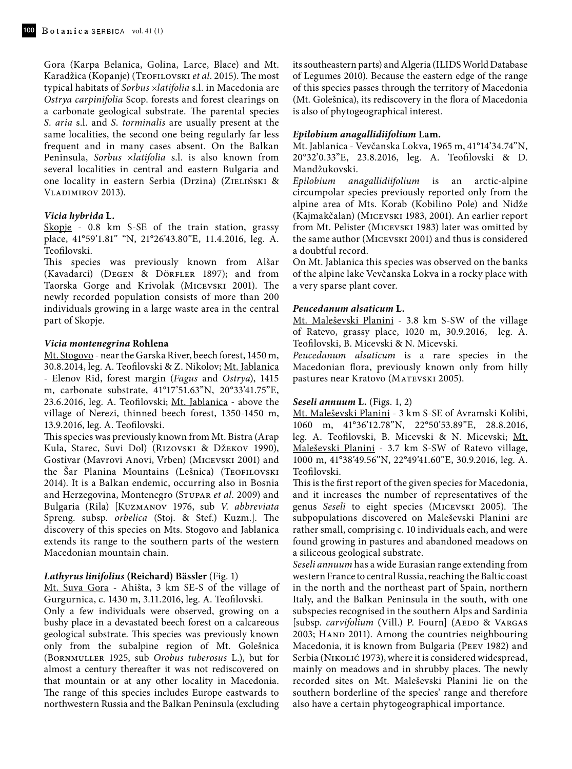Gora (Karpa Belanica, Golina, Larce, Blace) and Mt. Karadžica (Kopanje) (Teofilovski *et al*. 2015). The most typical habitats of *Sorbus ×latifolia* s.l. in Macedonia are *Ostrya carpinifolia* Scop. forests and forest clearings on a carbonate geological substrate. The parental species *S. aria* s.l. and *S. torminalis* are usually present at the same localities, the second one being regularly far less frequent and in many cases absent. On the Balkan Peninsula, *Sorbus ×latifolia* s.l. is also known from several localities in central and eastern Bulgaria and one locality in eastern Serbia (Drzina) (Zieliński & Vladimirov 2013).

### *Vicia hybrida* L.

Skopje - 0.8 km S-SE of the train station, grassy place, 41°59'1.81" "N, 21°26'43.80"E, 11.4.2016, leg. A. Teofilovski.

This species was previously known from Alšar (Kavadarci) (Degen & Dörfler 1897); and from Taorska Gorge and Krivolak (Micevski 2001). The newly recorded population consists of more than 200 individuals growing in a large waste area in the central part of Skopje.

### *Vicia montenegrina* Rohlena

Mt. Stogovo - near the Garska River, beech forest, 1450 m, 30.8.2014, leg. A. Teofilovski & Z. Nikolov; Mt. Jablanica - Elenov Rid, forest margin (*Fagus* and *Ostrya*), 1415 m, carbonate substrate, 41°17'51.63"N, 20°33'41.75"E, 23.6.2016, leg. A. Teofilovski; Mt. Jablanica - above the village of Nerezi, thinned beech forest, 1350-1450 m, 13.9.2016, leg. A. Teofilovski.

This species was previously known from Mt. Bistra (Arap Kula, Starec, Suvi Dol) (Rizovski & Džekov 1990), Gostivar (Mavrovi Anovi, Vrben) (Micevski 2001) and the Šar Planina Mountains (Lešnica) (Teofilovski 2014). It is a Balkan endemic, occurring also in Bosnia and Herzegovina, Montenegro (Stupar *et al.* 2009) and Bulgaria (Rila) [Kuzmanov 1976, sub *V. abbreviata* Spreng. subsp. *orbelica* (Stoj. & Stef.) Kuzm.]. The discovery of this species on Mts. Stogovo and Jablanica extends its range to the southern parts of the western Macedonian mountain chain.

### *Lathyrus linifolius* (Reichard) Bässler (Fig. 1)

Mt. Suva Gora - Ahišta, 3 km SE-S of the village of Gurgurnica, c. 1430 m, 3.11.2016, leg. A. Teofilovski.

Only a few individuals were observed, growing on a bushy place in a devastated beech forest on a calcareous geological substrate. This species was previously known only from the subalpine region of Mt. Golešnica (Bornmuller 1925, sub *Orobus tuberosus* L.), but for almost a century thereafter it was not rediscovered on that mountain or at any other locality in Macedonia. The range of this species includes Europe eastwards to northwestern Russia and the Balkan Peninsula (excluding its southeastern parts) and Algeria (ILIDS World Database of Legumes 2010). Because the eastern edge of the range of this species passes through the territory of Macedonia (Mt. Golešnica), its rediscovery in the flora of Macedonia is also of phytogeographical interest.

### *Epilobium anagallidiifolium* Lam.

Mt. Jablanica - Vevčanska Lokva, 1965 m, 41°14'34.74"N, 20°32'0.33"E, 23.8.2016, leg. A. Teofilovski & D. Mandžukovski.

*Epilobium anagallidiifolium* is an arctic-alpine circumpolar species previously reported only from the alpine area of Mts. Korab (Kobilino Pole) and Nidže (Kajmakčalan) (Micevski 1983, 2001). An earlier report from Mt. Pelister (Micevski 1983) later was omitted by the same author (Micevski 2001) and thus is considered a doubtful record.

On Mt. Jablanica this species was observed on the banks of the alpine lake Vevčanska Lokva in a rocky place with a very sparse plant cover.

### *Peucedanum alsaticum* L.

Mt. Maleševski Planini - 3.8 km S-SW of the village of Ratevo, grassy place, 1020 m, 30.9.2016, leg. A. Teofilovski, B. Micevski & N. Micevski.

*Peucedanum alsaticum* is a rare species in the Macedonian flora, previously known only from hilly pastures near Kratovo (Matevski 2005).

### *Seseli annuum* L. (Figs. 1, 2)

Mt. Maleševski Planini - 3 km S-SE of Avramski Kolibi, 1060 m, 41°36'12.78"N, 22°50'53.89"E, 28.8.2016, leg. A. Teofilovski, B. Micevski & N. Micevski; Mt. Maleševski Planini - 3.7 km S-SW of Ratevo village, 1000 m, 41°38'49.56"N, 22°49'41.60"E, 30.9.2016, leg. A. Teofilovski.

This is the first report of the given species for Macedonia, and it increases the number of representatives of the genus *Seseli* to eight species (Micevski 2005). The subpopulations discovered on Maleševski Planini are rather small, comprising c. 10 individuals each, and were found growing in pastures and abandoned meadows on a siliceous geological substrate.

*Seseli annuum* has a wide Eurasian range extending from western France to central Russia, reaching the Baltic coast in the north and the northeast part of Spain, northern Italy, and the Balkan Peninsula in the south, with one subspecies recognised in the southern Alps and Sardinia [subsp. *carvifolium* (Vill.) P. Fourn] (Aedo & Vargas 2003; Hand 2011). Among the countries neighbouring Macedonia, it is known from Bulgaria (Peev 1982) and Serbia (Nikolić 1973), where it is considered widespread, mainly on meadows and in shrubby places. The newly recorded sites on Mt. Maleševski Planini lie on the southern borderline of the species' range and therefore also have a certain phytogeographical importance.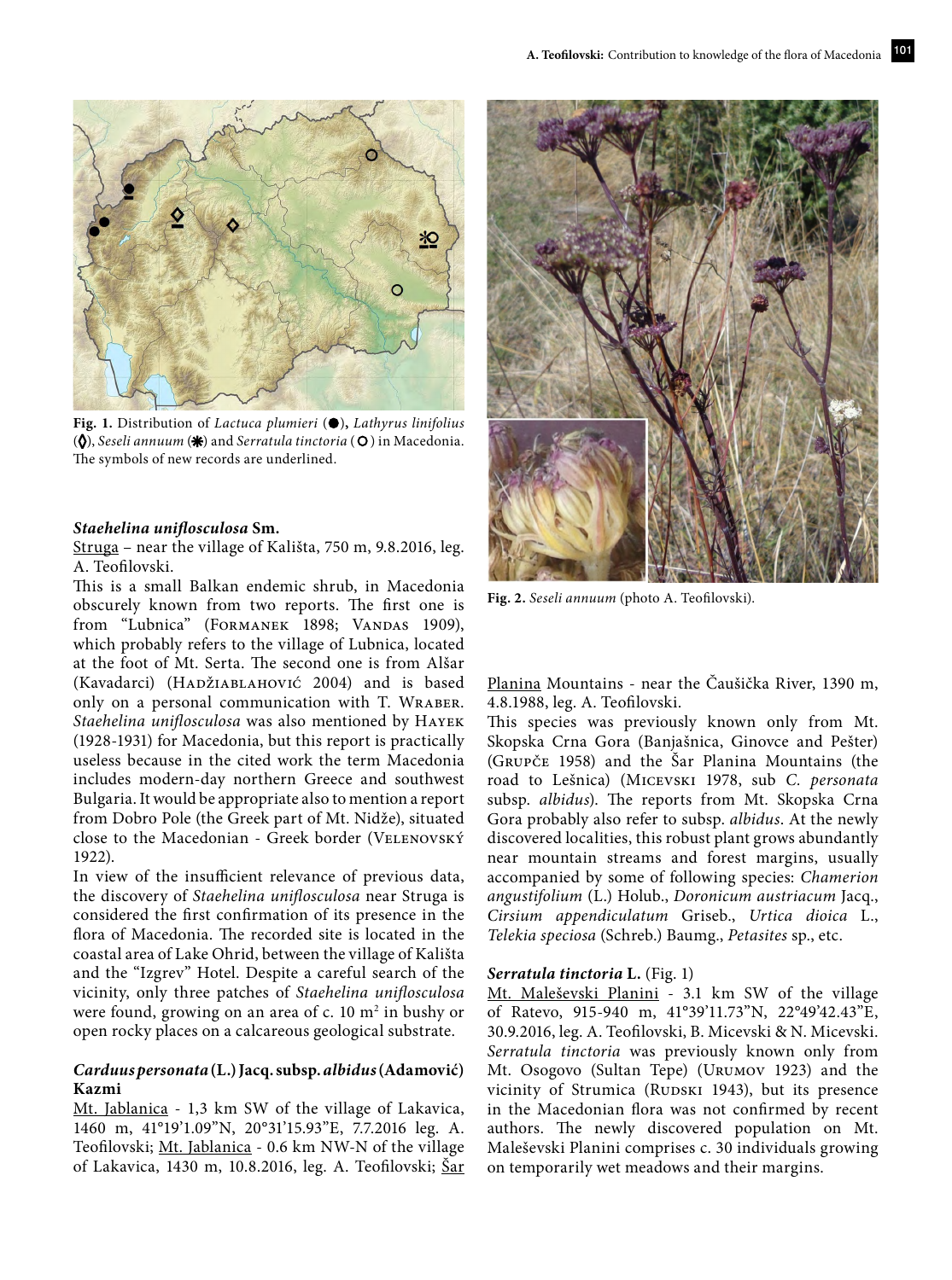**Fig. 1.** Distribution of *Lactuca plumieri* (●), *Lathyrus linifolius* (◊), *Seseli annuum* (✱) and *Serratula tinctoria* (○) in Macedonia. The symbols of new records are underlined.

**Fig. 2.** *Seseli annuum* (photo A. Teofilovski).

### *Staehelina uniflosculosa* Sm.

Struga – near the village of Kališta, 750 m, 9.8.2016, leg. A. Teofilovski.

This is a small Balkan endemic shrub, in Macedonia obscurely known from two reports. The first one is from "Lubnica" (Formanek 1898; Vandas 1909), which probably refers to the village of Lubnica, located at the foot of Mt. Serta. The second one is from Alšar (Kavadarci) (Hadžiablahović 2004) and is based only on a personal communication with T. Wraber. *Staehelina uniflosculosa* was also mentioned by Hayek (1928-1931) for Macedonia, but this report is practically useless because in the cited work the term Macedonia includes modern-day northern Greece and southwest Bulgaria. It would be appropriate also to mention a report from Dobro Pole (the Greek part of Mt. Nidže), situated close to the Macedonian - Greek border (Velenovský 1922).

In view of the insufficient relevance of previous data, the discovery of *Staehelina uniflosculosa* near Struga is considered the first confirmation of its presence in the flora of Macedonia. The recorded site is located in the coastal area of Lake Ohrid, between the village of Kališta and the "Izgrev" Hotel. Despite a careful search of the vicinity, only three patches of *Staehelina uniflosculosa* were found, growing on an area of c. 10 m² in bushy or open rocky places on a calcareous geological substrate.

### *Carduus personata* (L.) Jacq. subsp. *albidus* (Adamović) Kazmi

Mt. Jablanica - 1,3 km SW of the village of Lakavica, 1460 m, 41°19'1.09"N, 20°31'15.93"E, 7.7.2016 leg. A. Teofilovski; Mt. Jablanica - 0.6 km NW-N of the village of Lakavica, 1430 m, 10.8.2016, leg. A. Teofilovski; Šar Planina Mountains - near the Čaušička River, 1390 m, 4.8.1988, leg. A. Teofilovski.

This species was previously known only from Mt. Skopska Crna Gora (Banjašnica, Ginovce and Pešter) (Grupče 1958) and the Šar Planina Mountains (the road to Lešnica) (Micevski 1978, sub *C. personata* subsp. *albidus*). The reports from Mt. Skopska Crna Gora probably also refer to subsp. *albidus*. At the newly discovered localities, this robust plant grows abundantly near mountain streams and forest margins, usually accompanied by some of following species: *Chamerion angustifolium* (L.) Holub., *Doronicum austriacum* Jacq., *Cirsium appendiculatum* Griseb., *Urtica dioica* L., *Telekia speciosa* (Schreb.) Baumg., *Petasites* sp., etc.

### *Serratula tinctoria* L. (Fig. 1)

Mt. Maleševski Planini - 3.1 km SW of the village of Ratevo, 915-940 m, 41°39'11.73"N, 22°49'42.43"E, 30.9.2016, leg. A. Teofilovski, B. Micevski & N. Micevski.

*Serratula tinctoria* was previously known only from Mt. Osogovo (Sultan Tepe) (Urumov 1923) and the vicinity of Strumica (Rudski 1943), but its presence in the Macedonian flora was not confirmed by recent authors. The newly discovered population on Mt. Maleševski Planini comprises c. 30 individuals growing on temporarily wet meadows and their margins.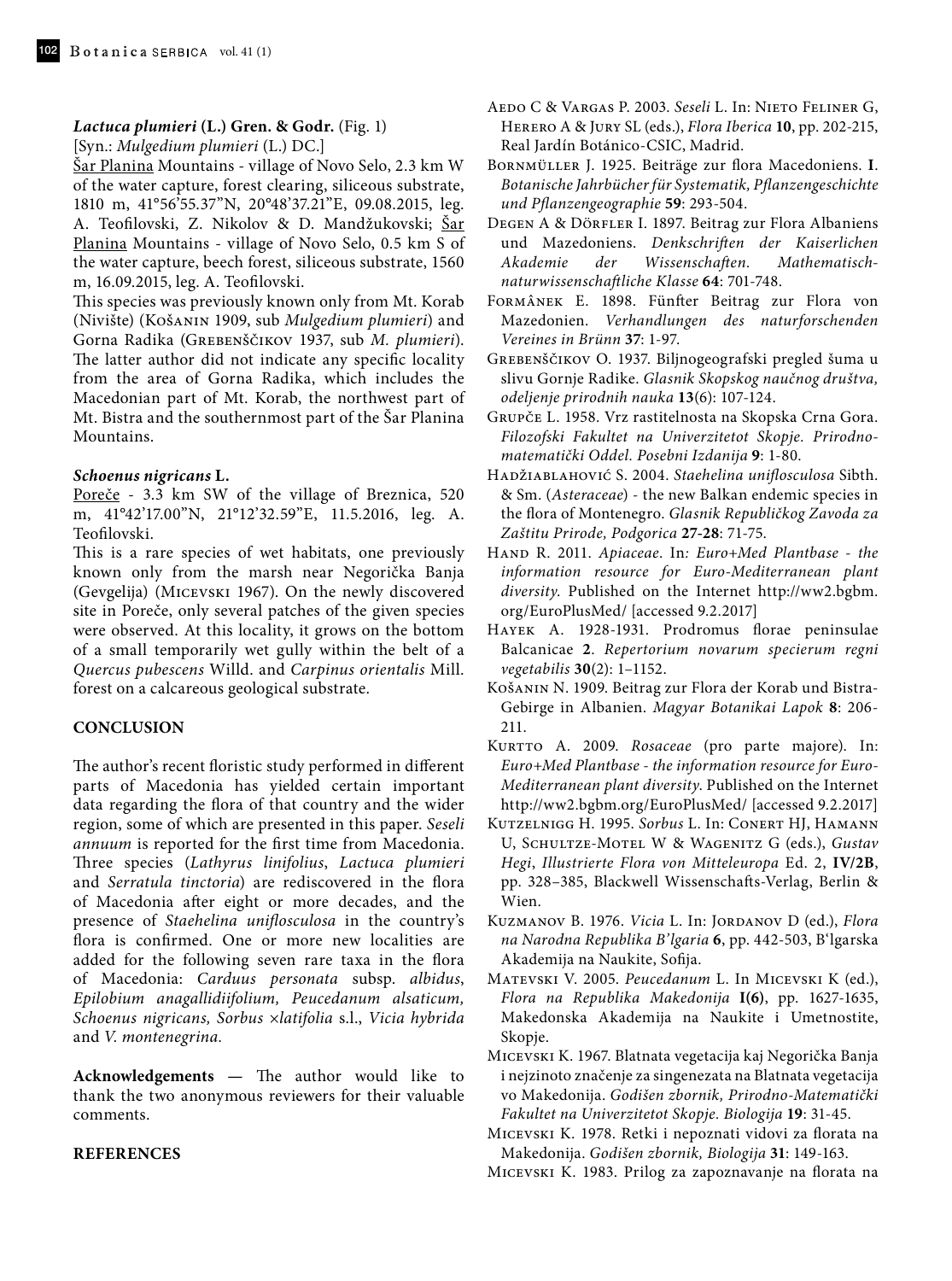***Lactuca plumieri* (L.) Gren. & Godr.** (Fig. 1)

[Syn.: *Mulgedium plumieri* (L.) DC.]

Šar Planina Mountains - village of Novo Selo, 2.3 km W of the water capture, forest clearing, siliceous substrate, 1810 m, 41°56'55.37"N, 20°48'37.21"E, 09.08.2015, leg. A. Teofilovski, Z. Nikolov & D. Mandžukovski; Šar Planina Mountains - village of Novo Selo, 0.5 km S of the water capture, beech forest, siliceous substrate, 1560 m, 16.09.2015, leg. A. Teofilovski.

This species was previously known only from Mt. Korab (Nivište) (Košanin 1909, sub *Mulgedium plumieri*) and Gorna Radika (Grebenščikov 1937, sub *M. plumieri*). The latter author did not indicate any specific locality from the area of Gorna Radika, which includes the Macedonian part of Mt. Korab, the northwest part of Mt. Bistra and the southernmost part of the Šar Planina Mountains.

***Schoenus nigricans* L.**

Poreče - 3.3 km SW of the village of Breznica, 520 m, 41°42'17.00"N, 21°12'32.59"E, 11.5.2016, leg. A. Teofilovski.

This is a rare species of wet habitats, one previously known only from the marsh near Negorička Banja (Gevgelija) (Micevski 1967). On the newly discovered site in Poreče, only several patches of the given species were observed. At this locality, it grows on the bottom of a small temporarily wet gully within the belt of a *Quercus pubescens* Willd. and *Carpinus orientalis* Mill. forest on a calcareous geological substrate.

## CONCLUSION

The author's recent floristic study performed in different parts of Macedonia has yielded certain important data regarding the flora of that country and the wider region, some of which are presented in this paper. *Seseli annuum* is reported for the first time from Macedonia. Three species (*Lathyrus linifolius*, *Lactuca plumieri* and *Serratula tinctoria*) are rediscovered in the flora of Macedonia after eight or more decades, and the presence of *Staehelina uniflosculosa* in the country's flora is confirmed. One or more new localities are added for the following seven rare taxa in the flora of Macedonia: *Carduus personata* subsp. *albidus*, *Epilobium anagallidiifolium, Peucedanum alsaticum, Schoenus nigricans, Sorbus* ×*latifolia* s.l., *Vicia hybrida* and *V. montenegrina.*

**Acknowledgements —** The author would like to thank the two anonymous reviewers for their valuable comments.

## REFERENCES

Aedo C & Vargas P. 2003. *Seseli* L. In: Nieto Feliner G, Herero A & Jury SL (eds.), *Flora Iberica* **10**, pp. 202-215, Real Jardín Botánico-CSIC, Madrid.

Bornmüller J. 1925. Beiträge zur flora Macedoniens. **I**. *Botanische Jahrbücher für Systematik, Pflanzengeschichte und Pflanzengeographie* **59**: 293-504.

Degen A & Dörfler I. 1897. Beitrag zur Flora Albaniens und Mazedoniens. *Denkschriften der Kaiserlichen Akademie der Wissenschaften. Mathematisch-naturwissenschaftliche Klasse* **64**: 701-748.

Formânek E. 1898. Fünfter Beitrag zur Flora von Mazedonien. *Verhandlungen des naturforschenden Vereines in Brünn* **37**: 1-97.

Grebenščikov O. 1937. Biljnogeografski pregled šuma u slivu Gornje Radike. *Glasnik Skopskog naučnog društva, odeljenje prirodnih nauka* **13**(6): 107-124.

Grupče L. 1958. Vrz rastitelnosta na Skopska Crna Gora. *Filozofski Fakultet na Univerzitetot Skopje. Prirodno-matematički Oddel. Posebni Izdanija* **9**: 1-80.

Hadžiablahović S. 2004. *Staehelina uniflosculosa* Sibth. & Sm. (*Asteraceae*) - the new Balkan endemic species in the flora of Montenegro. *Glasnik Republičkog Zavoda za Zaštitu Prirode, Podgorica* **27-28**: 71-75.

Hand R. 2011. *Apiaceae*. In*: Euro+Med Plantbase - the information resource for Euro-Mediterranean plant diversity*. Published on the Internet http://ww2.bgbm.org/EuroPlusMed/ [accessed 9.2.2017]

Hayek A. 1928-1931. Prodromus florae peninsulae Balcanicae **2**. *Repertorium novarum specierum regni vegetabilis* **30**(2): 1–1152.

Košanin N. 1909. Beitrag zur Flora der Korab und Bistra-Gebirge in Albanien. *Magyar Botanikai Lapok* **8**: 206-211.

Kurtto A. 2009. *Rosaceae* (pro parte majore). In: *Euro+Med Plantbase - the information resource for Euro-Mediterranean plant diversity*. Published on the Internet http://ww2.bgbm.org/EuroPlusMed/ [accessed 9.2.2017]

Kutzelnigg H. 1995. *Sorbus* L. In: Conert HJ, Hamann U, Schultze-Motel W & Wagenitz G (eds.), *Gustav Hegi*, *Illustrierte Flora von Mitteleuropa* Ed. 2, **IV/2B**, pp. 328–385, Blackwell Wissenschafts-Verlag, Berlin & Wien.

Kuzmanov B. 1976. *Vicia* L. In: Jordanov D (ed.), *Flora na Narodna Republika B'lgaria* **6**, pp. 442-503, B'lgarska Akademija na Naukite, Sofija.

Matevski V. 2005. *Peucedanum* L. In Micevski K (ed.), *Flora na Republika Makedonija* **I(6)**, pp. 1627-1635, Makedonska Akademija na Naukite i Umetnostite, Skopje.

Micevski K. 1967. Blatnata vegetacija kaj Negorička Banja i nejzinoto značenje za singenezata na Blatnata vegetacija vo Makedonija. *Godišen zbornik, Prirodno-Matematički Fakultet na Univerzitetot Skopje. Biologija* **19**: 31-45.

Micevski K. 1978. Retki i nepoznati vidovi za florata na Makedonija. *Godišen zbornik, Biologija* **31**: 149-163.

Micevski K. 1983. Prilog za zapoznavanje na florata na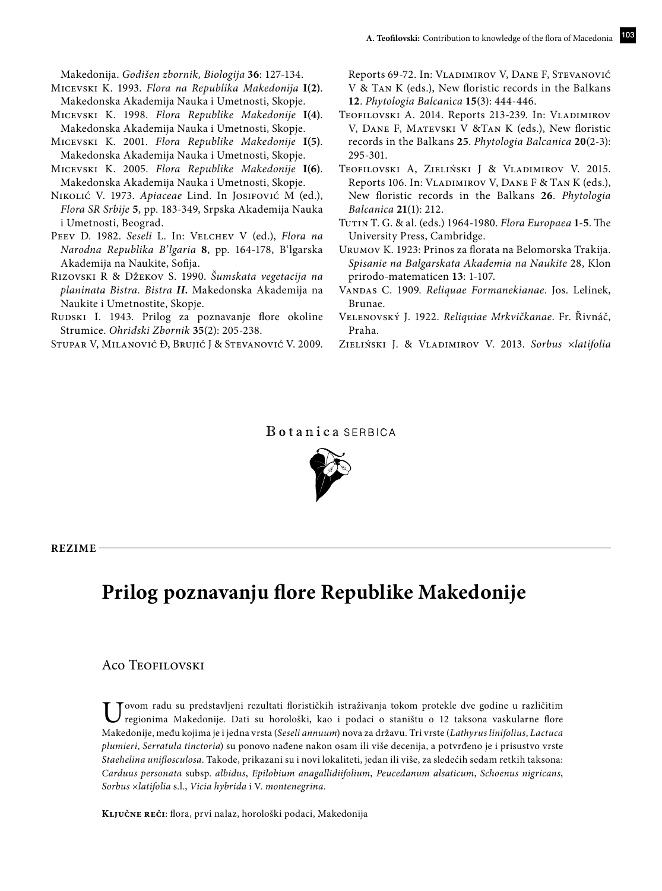Makedonija. *Godišen zbornik, Biologija* **36**: 127-134.

Micevski K. 1993. *Flora na Republika Makedonija* **I(2)**. Makedonska Akademija Nauka i Umetnosti, Skopje.

Micevski K. 1998. *Flora Republike Makedonije* **I(4)**. Makedonska Akademija Nauka i Umetnosti, Skopje.

Micevski K. 2001. *Flora Republike Makedonije* **I(5)**. Makedonska Akademija Nauka i Umetnosti, Skopje.

Micevski K. 2005. *Flora Republike Makedonije* **I(6)**. Makedonska Akademija Nauka i Umetnosti, Skopje.

Nikolić V. 1973. *Apiaceae* Lind. In Josifović M (ed.), *Flora SR Srbije* **5**, pp. 183-349, Srpska Akademija Nauka i Umetnosti, Beograd.

Peev D. 1982. *Seseli* L. In: Velchev V (ed.), *Flora na Narodna Republika B'lgaria* **8**, pp. 164-178, B'lgarska Akademija na Naukite, Sofija.

Rizovski R & Džekov S. 1990. *Šumskata vegetacija na planinata Bistra. Bistra* ***II***. Makedonska Akademija na Naukite i Umetnostite, Skopje.

Rudski I. 1943. Prilog za poznavanje flore okoline Strumice. *Ohridski Zbornik* **35**(2): 205-238.

Stupar V, Milanović Đ, Brujić J & Stevanović V. 2009. Reports 69-72. In: Vladimirov V, Dane F, Stevanović V & Tan K (eds.), New floristic records in the Balkans **12**. *Phytologia Balcanica* **15**(3): 444-446.

Teofilovski A. 2014. Reports 213-239. In: Vladimirov V, Dane F, Matevski V &Tan K (eds.), New floristic records in the Balkans **25**. *Phytologia Balcanica* **20**(2-3): 295-301.

Teofilovski A, Zieliński J & Vladimirov V. 2015. Reports 106. In: Vladimirov V, Dane F & Tan K (eds.), New floristic records in the Balkans **26**. *Phytologia Balcanica* **21**(1): 212.

Tutin T. G. & al. (eds.) 1964-1980. *Flora Europaea* **1-5**. The University Press, Cambridge.

Urumov K. 1923: Prinos za florata na Belomorska Trakija. *Spisanie na Balgarskata Akademia na Naukite* 28, Klon prirodo-matematicen **13**: 1-107.

Vandas C. 1909. *Reliquae Formanekianae*. Jos. Lelínek, Brunae.

Velenovský J. 1922. *Reliquiae Mrkvičkanae*. Fr. Řivnáč, Praha.

Zieliński J. & Vladimirov V. 2013. *Sorbus ×latifolia*

Botanica SERBICA

**REZIME**

# Prilog poznavanju flore Republike Makedonije

Aco Teofilovski

U ovom radu su predstavljeni rezultati florističkih istraživanja tokom protekle dve godine u različitim regionima Makedonije. Dati su horološki, kao i podaci o staništu o 12 taksona vaskularne flore Makedonije, među kojima je i jedna vrsta (*Seseli annuum*) nova za državu. Tri vrste (*Lathyrus linifolius*, *Lactuca plumieri*, *Serratula tinctoria*) su ponovo nađene nakon osam ili više decenija, a potvrđeno je i prisustvo vrste *Staehelina uniflosculosa*. Takođe, prikazani su i novi lokaliteti, jedan ili više, za sledećih sedam retkih taksona: *Carduus personata* subsp. *albidus*, *Epilobium anagallidiifolium*, *Peucedanum alsaticum*, *Schoenus nigricans*, *Sorbus ×latifolia* s.l., *Vicia hybrida* i *V. montenegrina*.

**Ključne reči**: flora, prvi nalaz, horološki podaci, Makedonija